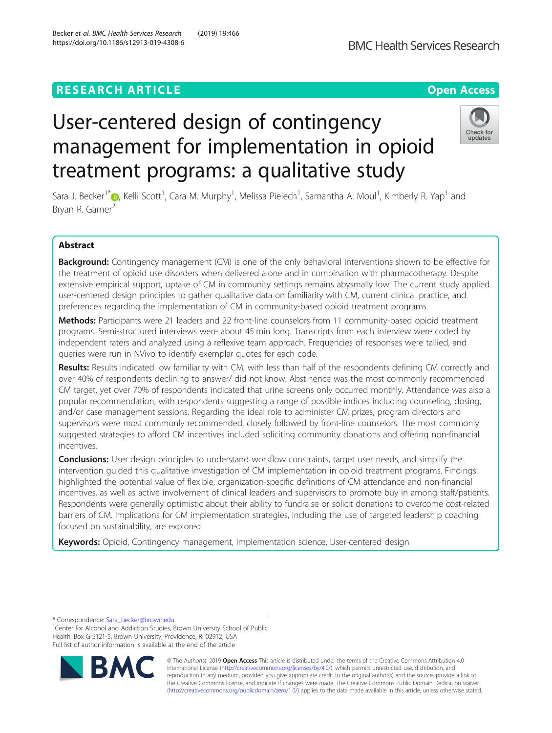RESEARCH ARTICLE

Open Access

# User-centered design of contingency management for implementation in opioid treatment programs: a qualitative study

Sara J. Becker[1*], Kelli Scott[1], Cara M. Murphy[1], Melissa Pielech[1], Samantha A. Moul[1], Kimberly R. Yap[1] and Bryan R. Garner[2]

## Abstract

**Background:** Contingency management (CM) is one of the only behavioral interventions shown to be effective for the treatment of opioid use disorders when delivered alone and in combination with pharmacotherapy. Despite extensive empirical support, uptake of CM in community settings remains abysmally low. The current study applied user-centered design principles to gather qualitative data on familiarity with CM, current clinical practice, and preferences regarding the implementation of CM in community-based opioid treatment programs.

**Methods:** Participants were 21 leaders and 22 front-line counselors from 11 community-based opioid treatment programs. Semi-structured interviews were about 45 min long. Transcripts from each interview were coded by independent raters and analyzed using a reflexive team approach. Frequencies of responses were tallied, and queries were run in NVivo to identify exemplar quotes for each code.

**Results:** Results indicated low familiarity with CM, with less than half of the respondents defining CM correctly and over 40% of respondents declining to answer/ did not know. Abstinence was the most commonly recommended CM target, yet over 70% of respondents indicated that urine screens only occurred monthly. Attendance was also a popular recommendation, with respondents suggesting a range of possible indices including counseling, dosing, and/or case management sessions. Regarding the ideal role to administer CM prizes, program directors and supervisors were most commonly recommended, closely followed by front-line counselors. The most commonly suggested strategies to afford CM incentives included soliciting community donations and offering non-financial incentives.

**Conclusions:** User design principles to understand workflow constraints, target user needs, and simplify the intervention guided this qualitative investigation of CM implementation in opioid treatment programs. Findings highlighted the potential value of flexible, organization-specific definitions of CM attendance and non-financial incentives, as well as active involvement of clinical leaders and supervisors to promote buy in among staff/patients. Respondents were generally optimistic about their ability to fundraise or solicit donations to overcome cost-related barriers of CM. Implications for CM implementation strategies, including the use of targeted leadership coaching focused on sustainability, are explored.

**Keywords:** Opioid, Contingency management, Implementation science, User-centered design

* Correspondence: Sara_becker@brown.edu
[1]Center for Alcohol and Addiction Studies, Brown University School of Public Health, Box G-S121-5, Brown University, Providence, RI 02912, USA
Full list of author information is available at the end of the article

© The Author(s). 2019 **Open Access** This article is distributed under the terms of the Creative Commons Attribution 4.0 International License (http://creativecommons.org/licenses/by/4.0/), which permits unrestricted use, distribution, and reproduction in any medium, provided you give appropriate credit to the original author(s) and the source, provide a link to the Creative Commons license, and indicate if changes were made. The Creative Commons Public Domain Dedication waiver (http://creativecommons.org/publicdomain/zero/1.0/) applies to the data made available in this article, unless otherwise stated.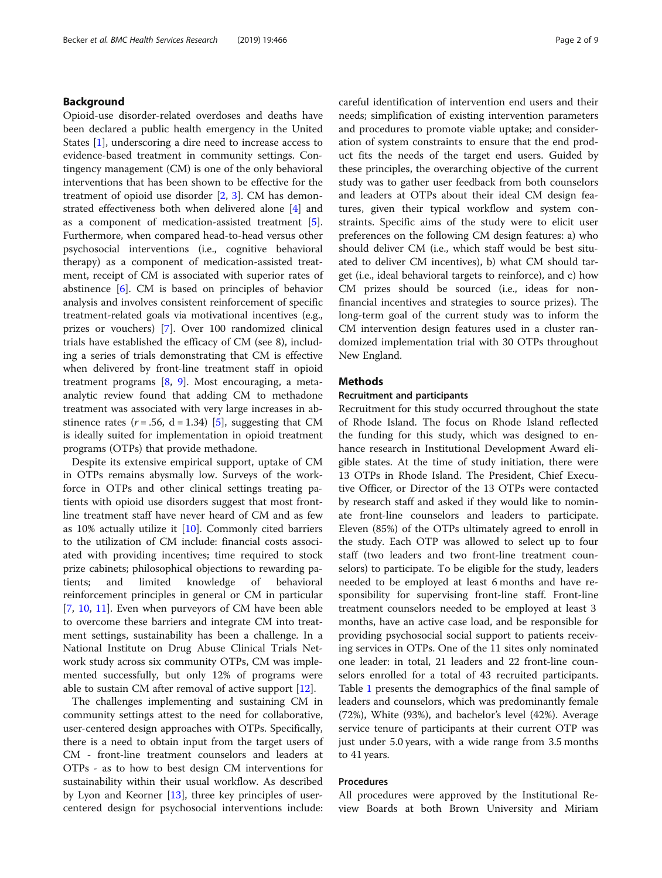## Background

Opioid-use disorder-related overdoses and deaths have been declared a public health emergency in the United States [1], underscoring a dire need to increase access to evidence-based treatment in community settings. Contingency management (CM) is one of the only behavioral interventions that has been shown to be effective for the treatment of opioid use disorder [2, 3]. CM has demonstrated effectiveness both when delivered alone [4] and as a component of medication-assisted treatment [5]. Furthermore, when compared head-to-head versus other psychosocial interventions (i.e., cognitive behavioral therapy) as a component of medication-assisted treatment, receipt of CM is associated with superior rates of abstinence [6]. CM is based on principles of behavior analysis and involves consistent reinforcement of specific treatment-related goals via motivational incentives (e.g., prizes or vouchers) [7]. Over 100 randomized clinical trials have established the efficacy of CM (see 8), including a series of trials demonstrating that CM is effective when delivered by front-line treatment staff in opioid treatment programs [8, 9]. Most encouraging, a meta-analytic review found that adding CM to methadone treatment was associated with very large increases in abstinence rates ($r = .56$, $d = 1.34$) [5], suggesting that CM is ideally suited for implementation in opioid treatment programs (OTPs) that provide methadone.

Despite its extensive empirical support, uptake of CM in OTPs remains abysmally low. Surveys of the workforce in OTPs and other clinical settings treating patients with opioid use disorders suggest that most front-line treatment staff have never heard of CM and as few as 10% actually utilize it [10]. Commonly cited barriers to the utilization of CM include: financial costs associated with providing incentives; time required to stock prize cabinets; philosophical objections to rewarding patients; and limited knowledge of behavioral reinforcement principles in general or CM in particular [7, 10, 11]. Even when purveyors of CM have been able to overcome these barriers and integrate CM into treatment settings, sustainability has been a challenge. In a National Institute on Drug Abuse Clinical Trials Network study across six community OTPs, CM was implemented successfully, but only 12% of programs were able to sustain CM after removal of active support [12].

The challenges implementing and sustaining CM in community settings attest to the need for collaborative, user-centered design approaches with OTPs. Specifically, there is a need to obtain input from the target users of CM - front-line treatment counselors and leaders at OTPs - as to how to best design CM interventions for sustainability within their usual workflow. As described by Lyon and Keorner [13], three key principles of user-centered design for psychosocial interventions include: careful identification of intervention end users and their needs; simplification of existing intervention parameters and procedures to promote viable uptake; and consideration of system constraints to ensure that the end product fits the needs of the target end users. Guided by these principles, the overarching objective of the current study was to gather user feedback from both counselors and leaders at OTPs about their ideal CM design features, given their typical workflow and system constraints. Specific aims of the study were to elicit user preferences on the following CM design features: a) who should deliver CM (i.e., which staff would be best situated to deliver CM incentives), b) what CM should target (i.e., ideal behavioral targets to reinforce), and c) how CM prizes should be sourced (i.e., ideas for non-financial incentives and strategies to source prizes). The long-term goal of the current study was to inform the CM intervention design features used in a cluster randomized implementation trial with 30 OTPs throughout New England.

## Methods

### Recruitment and participants

Recruitment for this study occurred throughout the state of Rhode Island. The focus on Rhode Island reflected the funding for this study, which was designed to enhance research in Institutional Development Award eligible states. At the time of study initiation, there were 13 OTPs in Rhode Island. The President, Chief Executive Officer, or Director of the 13 OTPs were contacted by research staff and asked if they would like to nominate front-line counselors and leaders to participate. Eleven (85%) of the OTPs ultimately agreed to enroll in the study. Each OTP was allowed to select up to four staff (two leaders and two front-line treatment counselors) to participate. To be eligible for the study, leaders needed to be employed at least 6 months and have responsibility for supervising front-line staff. Front-line treatment counselors needed to be employed at least 3 months, have an active case load, and be responsible for providing psychosocial social support to patients receiving services in OTPs. One of the 11 sites only nominated one leader: in total, 21 leaders and 22 front-line counselors enrolled for a total of 43 recruited participants. Table 1 presents the demographics of the final sample of leaders and counselors, which was predominantly female (72%), White (93%), and bachelor's level (42%). Average service tenure of participants at their current OTP was just under 5.0 years, with a wide range from 3.5 months to 41 years.

### Procedures

All procedures were approved by the Institutional Review Boards at both Brown University and Miriam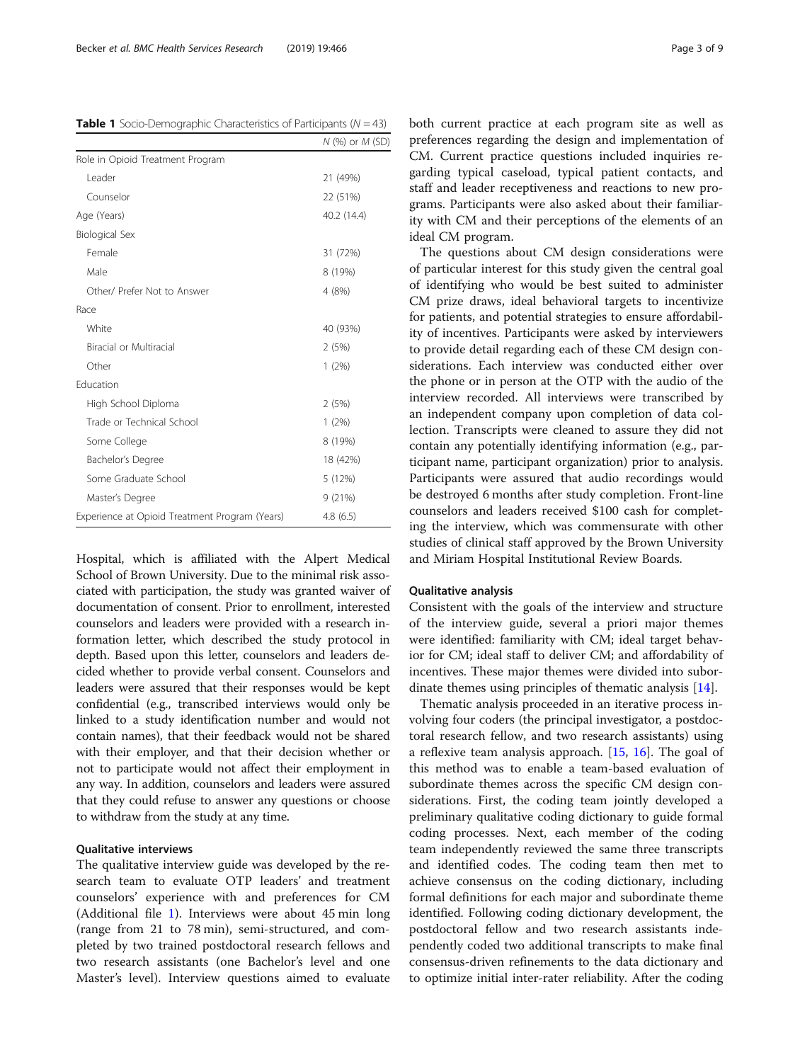**Table 1** Socio-Demographic Characteristics of Participants ($N = 43$)

| | *N* (%) or *M* (SD) |
|---|---|
| Role in Opioid Treatment Program | |
| Leader | 21 (49%) |
| Counselor | 22 (51%) |
| Age (Years) | 40.2 (14.4) |
| Biological Sex | |
| Female | 31 (72%) |
| Male | 8 (19%) |
| Other/ Prefer Not to Answer | 4 (8%) |
| Race | |
| White | 40 (93%) |
| Biracial or Multiracial | 2 (5%) |
| Other | 1 (2%) |
| Education | |
| High School Diploma | 2 (5%) |
| Trade or Technical School | 1 (2%) |
| Some College | 8 (19%) |
| Bachelor's Degree | 18 (42%) |
| Some Graduate School | 5 (12%) |
| Master's Degree | 9 (21%) |
| Experience at Opioid Treatment Program (Years) | 4.8 (6.5) |

Hospital, which is affiliated with the Alpert Medical School of Brown University. Due to the minimal risk associated with participation, the study was granted waiver of documentation of consent. Prior to enrollment, interested counselors and leaders were provided with a research information letter, which described the study protocol in depth. Based upon this letter, counselors and leaders decided whether to provide verbal consent. Counselors and leaders were assured that their responses would be kept confidential (e.g., transcribed interviews would only be linked to a study identification number and would not contain names), that their feedback would not be shared with their employer, and that their decision whether or not to participate would not affect their employment in any way. In addition, counselors and leaders were assured that they could refuse to answer any questions or choose to withdraw from the study at any time.

### Qualitative interviews

The qualitative interview guide was developed by the research team to evaluate OTP leaders' and treatment counselors' experience with and preferences for CM (Additional file 1). Interviews were about 45 min long (range from 21 to 78 min), semi-structured, and completed by two trained postdoctoral research fellows and two research assistants (one Bachelor's level and one Master's level). Interview questions aimed to evaluate both current practice at each program site as well as preferences regarding the design and implementation of CM. Current practice questions included inquiries regarding typical caseload, typical patient contacts, and staff and leader receptiveness and reactions to new programs. Participants were also asked about their familiarity with CM and their perceptions of the elements of an ideal CM program.

The questions about CM design considerations were of particular interest for this study given the central goal of identifying who would be best suited to administer CM prize draws, ideal behavioral targets to incentivize for patients, and potential strategies to ensure affordability of incentives. Participants were asked by interviewers to provide detail regarding each of these CM design considerations. Each interview was conducted either over the phone or in person at the OTP with the audio of the interview recorded. All interviews were transcribed by an independent company upon completion of data collection. Transcripts were cleaned to assure they did not contain any potentially identifying information (e.g., participant name, participant organization) prior to analysis. Participants were assured that audio recordings would be destroyed 6 months after study completion. Front-line counselors and leaders received $100 cash for completing the interview, which was commensurate with other studies of clinical staff approved by the Brown University and Miriam Hospital Institutional Review Boards.

### Qualitative analysis

Consistent with the goals of the interview and structure of the interview guide, several a priori major themes were identified: familiarity with CM; ideal target behavior for CM; ideal staff to deliver CM; and affordability of incentives. These major themes were divided into subordinate themes using principles of thematic analysis [14].

Thematic analysis proceeded in an iterative process involving four coders (the principal investigator, a postdoctoral research fellow, and two research assistants) using a reflexive team analysis approach. [15, 16]. The goal of this method was to enable a team-based evaluation of subordinate themes across the specific CM design considerations. First, the coding team jointly developed a preliminary qualitative coding dictionary to guide formal coding processes. Next, each member of the coding team independently reviewed the same three transcripts and identified codes. The coding team then met to achieve consensus on the coding dictionary, including formal definitions for each major and subordinate theme identified. Following coding dictionary development, the postdoctoral fellow and two research assistants independently coded two additional transcripts to make final consensus-driven refinements to the data dictionary and to optimize initial inter-rater reliability. After the coding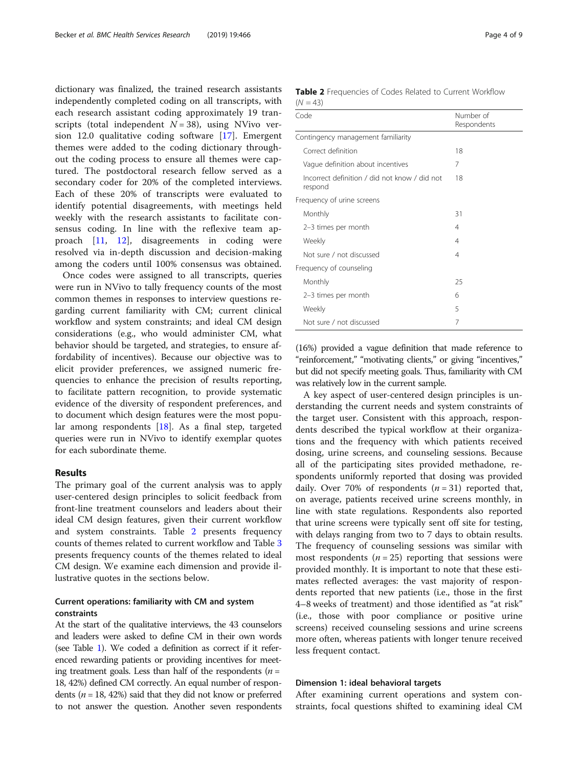dictionary was finalized, the trained research assistants independently completed coding on all transcripts, with each research assistant coding approximately 19 transcripts (total independent $N = 38$), using NVivo version 12.0 qualitative coding software [17]. Emergent themes were added to the coding dictionary throughout the coding process to ensure all themes were captured. The postdoctoral research fellow served as a secondary coder for 20% of the completed interviews. Each of these 20% of transcripts were evaluated to identify potential disagreements, with meetings held weekly with the research assistants to facilitate consensus coding. In line with the reflexive team approach [11, 12], disagreements in coding were resolved via in-depth discussion and decision-making among the coders until 100% consensus was obtained.

Once codes were assigned to all transcripts, queries were run in NVivo to tally frequency counts of the most common themes in responses to interview questions regarding current familiarity with CM; current clinical workflow and system constraints; and ideal CM design considerations (e.g., who would administer CM, what behavior should be targeted, and strategies, to ensure affordability of incentives). Because our objective was to elicit provider preferences, we assigned numeric frequencies to enhance the precision of results reporting, to facilitate pattern recognition, to provide systematic evidence of the diversity of respondent preferences, and to document which design features were the most popular among respondents [18]. As a final step, targeted queries were run in NVivo to identify exemplar quotes for each subordinate theme.

## Results

The primary goal of the current analysis was to apply user-centered design principles to solicit feedback from front-line treatment counselors and leaders about their ideal CM design features, given their current workflow and system constraints. Table 2 presents frequency counts of themes related to current workflow and Table 3 presents frequency counts of the themes related to ideal CM design. We examine each dimension and provide illustrative quotes in the sections below.

### Current operations: familiarity with CM and system constraints

At the start of the qualitative interviews, the 43 counselors and leaders were asked to define CM in their own words (see Table 1). We coded a definition as correct if it referenced rewarding patients or providing incentives for meeting treatment goals. Less than half of the respondents ($n = 18$, 42%) defined CM correctly. An equal number of respondents ($n = 18$, 42%) said that they did not know or preferred to not answer the question. Another seven respondents (16%) provided a vague definition that made reference to "reinforcement," "motivating clients," or giving "incentives," but did not specify meeting goals. Thus, familiarity with CM was relatively low in the current sample.

**Table 2** Frequencies of Codes Related to Current Workflow ($N = 43$)

| Code | Number of Respondents |
|---|---|
| Contingency management familiarity | |
| Correct definition | 18 |
| Vague definition about incentives | 7 |
| Incorrect definition / did not know / did not respond | 18 |
| Frequency of urine screens | |
| Monthly | 31 |
| 2–3 times per month | 4 |
| Weekly | 4 |
| Not sure / not discussed | 4 |
| Frequency of counseling | |
| Monthly | 25 |
| 2–3 times per month | 6 |
| Weekly | 5 |
| Not sure / not discussed | 7 |

A key aspect of user-centered design principles is understanding the current needs and system constraints of the target user. Consistent with this approach, respondents described the typical workflow at their organizations and the frequency with which patients received dosing, urine screens, and counseling sessions. Because all of the participating sites provided methadone, respondents uniformly reported that dosing was provided daily. Over 70% of respondents ($n = 31$) reported that, on average, patients received urine screens monthly, in line with state regulations. Respondents also reported that urine screens were typically sent off site for testing, with delays ranging from two to 7 days to obtain results. The frequency of counseling sessions was similar with most respondents ($n = 25$) reporting that sessions were provided monthly. It is important to note that these estimates reflected averages: the vast majority of respondents reported that new patients (i.e., those in the first 4–8 weeks of treatment) and those identified as "at risk" (i.e., those with poor compliance or positive urine screens) received counseling sessions and urine screens more often, whereas patients with longer tenure received less frequent contact.

### Dimension 1: ideal behavioral targets

After examining current operations and system constraints, focal questions shifted to examining ideal CM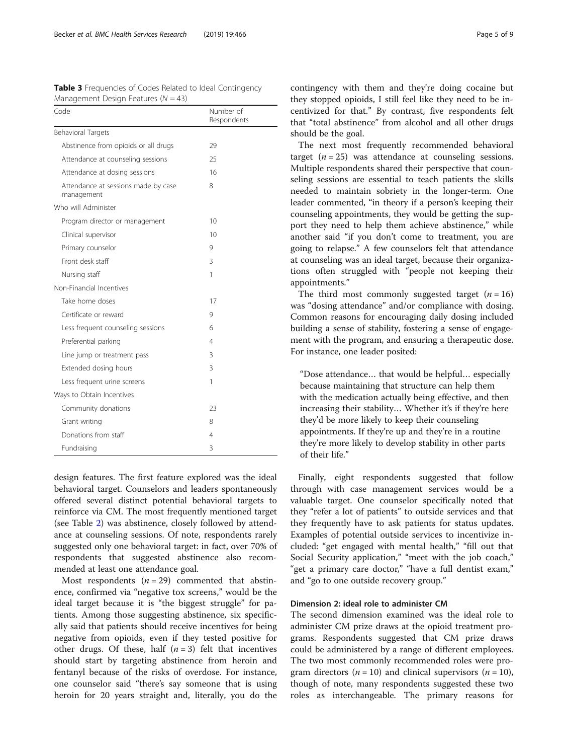**Table 3** Frequencies of Codes Related to Ideal Contingency Management Design Features ($N = 43$)

| Code | Number of Respondents |
|---|---|
| Behavioral Targets | |
| Abstinence from opioids or all drugs | 29 |
| Attendance at counseling sessions | 25 |
| Attendance at dosing sessions | 16 |
| Attendance at sessions made by case management | 8 |
| Who will Administer | |
| Program director or management | 10 |
| Clinical supervisor | 10 |
| Primary counselor | 9 |
| Front desk staff | 3 |
| Nursing staff | 1 |
| Non-Financial Incentives | |
| Take home doses | 17 |
| Certificate or reward | 9 |
| Less frequent counseling sessions | 6 |
| Preferential parking | 4 |
| Line jump or treatment pass | 3 |
| Extended dosing hours | 3 |
| Less frequent urine screens | 1 |
| Ways to Obtain Incentives | |
| Community donations | 23 |
| Grant writing | 8 |
| Donations from staff | 4 |
| Fundraising | 3 |

design features. The first feature explored was the ideal behavioral target. Counselors and leaders spontaneously offered several distinct potential behavioral targets to reinforce via CM. The most frequently mentioned target (see Table 2) was abstinence, closely followed by attendance at counseling sessions. Of note, respondents rarely suggested only one behavioral target: in fact, over 70% of respondents that suggested abstinence also recommended at least one attendance goal.

Most respondents ($n = 29$) commented that abstinence, confirmed via "negative tox screens," would be the ideal target because it is "the biggest struggle" for patients. Among those suggesting abstinence, six specifically said that patients should receive incentives for being negative from opioids, even if they tested positive for other drugs. Of these, half ($n = 3$) felt that incentives should start by targeting abstinence from heroin and fentanyl because of the risks of overdose. For instance, one counselor said "there's say someone that is using heroin for 20 years straight and, literally, you do the contingency with them and they're doing cocaine but they stopped opioids, I still feel like they need to be incentivized for that." By contrast, five respondents felt that "total abstinence" from alcohol and all other drugs should be the goal.

The next most frequently recommended behavioral target ($n = 25$) was attendance at counseling sessions. Multiple respondents shared their perspective that counseling sessions are essential to teach patients the skills needed to maintain sobriety in the longer-term. One leader commented, "in theory if a person's keeping their counseling appointments, they would be getting the support they need to help them achieve abstinence," while another said "if you don't come to treatment, you are going to relapse." A few counselors felt that attendance at counseling was an ideal target, because their organizations often struggled with "people not keeping their appointments."

The third most commonly suggested target ($n = 16$) was "dosing attendance" and/or compliance with dosing. Common reasons for encouraging daily dosing included building a sense of stability, fostering a sense of engagement with the program, and ensuring a therapeutic dose. For instance, one leader posited:

> "Dose attendance… that would be helpful… especially because maintaining that structure can help them with the medication actually being effective, and then increasing their stability… Whether it's if they're here they'd be more likely to keep their counseling appointments. If they're up and they're in a routine they're more likely to develop stability in other parts of their life."

Finally, eight respondents suggested that follow through with case management services would be a valuable target. One counselor specifically noted that they "refer a lot of patients" to outside services and that they frequently have to ask patients for status updates. Examples of potential outside services to incentivize included: "get engaged with mental health," "fill out that Social Security application," "meet with the job coach," "get a primary care doctor," "have a full dentist exam," and "go to one outside recovery group."

### Dimension 2: ideal role to administer CM

The second dimension examined was the ideal role to administer CM prize draws at the opioid treatment programs. Respondents suggested that CM prize draws could be administered by a range of different employees. The two most commonly recommended roles were program directors ($n = 10$) and clinical supervisors ($n = 10$), though of note, many respondents suggested these two roles as interchangeable. The primary reasons for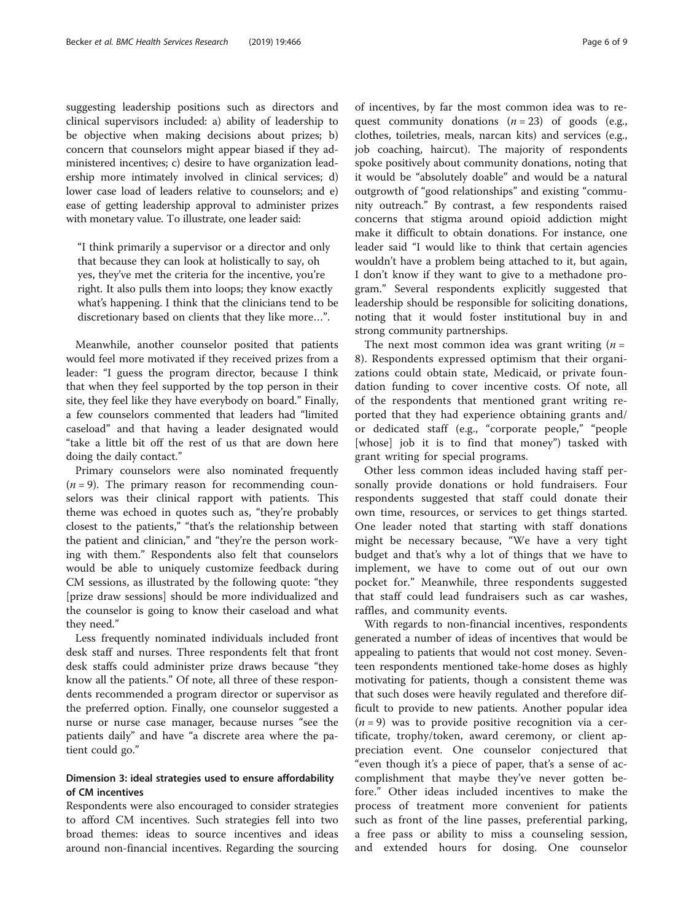suggesting leadership positions such as directors and clinical supervisors included: a) ability of leadership to be objective when making decisions about prizes; b) concern that counselors might appear biased if they administered incentives; c) desire to have organization leadership more intimately involved in clinical services; d) lower case load of leaders relative to counselors; and e) ease of getting leadership approval to administer prizes with monetary value. To illustrate, one leader said:

> "I think primarily a supervisor or a director and only that because they can look at holistically to say, oh yes, they've met the criteria for the incentive, you're right. It also pulls them into loops; they know exactly what's happening. I think that the clinicians tend to be discretionary based on clients that they like more…".

Meanwhile, another counselor posited that patients would feel more motivated if they received prizes from a leader: "I guess the program director, because I think that when they feel supported by the top person in their site, they feel like they have everybody on board." Finally, a few counselors commented that leaders had "limited caseload" and that having a leader designated would "take a little bit off the rest of us that are down here doing the daily contact."

Primary counselors were also nominated frequently ($n = 9$). The primary reason for recommending counselors was their clinical rapport with patients. This theme was echoed in quotes such as, "they're probably closest to the patients," "that's the relationship between the patient and clinician," and "they're the person working with them." Respondents also felt that counselors would be able to uniquely customize feedback during CM sessions, as illustrated by the following quote: "they [prize draw sessions] should be more individualized and the counselor is going to know their caseload and what they need."

Less frequently nominated individuals included front desk staff and nurses. Three respondents felt that front desk staffs could administer prize draws because "they know all the patients." Of note, all three of these respondents recommended a program director or supervisor as the preferred option. Finally, one counselor suggested a nurse or nurse case manager, because nurses "see the patients daily" and have "a discrete area where the patient could go."

### Dimension 3: ideal strategies used to ensure affordability of CM incentives

Respondents were also encouraged to consider strategies to afford CM incentives. Such strategies fell into two broad themes: ideas to source incentives and ideas around non-financial incentives. Regarding the sourcing of incentives, by far the most common idea was to request community donations ($n = 23$) of goods (e.g., clothes, toiletries, meals, narcan kits) and services (e.g., job coaching, haircut). The majority of respondents spoke positively about community donations, noting that it would be "absolutely doable" and would be a natural outgrowth of "good relationships" and existing "community outreach." By contrast, a few respondents raised concerns that stigma around opioid addiction might make it difficult to obtain donations. For instance, one leader said "I would like to think that certain agencies wouldn't have a problem being attached to it, but again, I don't know if they want to give to a methadone program." Several respondents explicitly suggested that leadership should be responsible for soliciting donations, noting that it would foster institutional buy in and strong community partnerships.

The next most common idea was grant writing ($n = 8$). Respondents expressed optimism that their organizations could obtain state, Medicaid, or private foundation funding to cover incentive costs. Of note, all of the respondents that mentioned grant writing reported that they had experience obtaining grants and/or dedicated staff (e.g., "corporate people," "people [whose] job it is to find that money") tasked with grant writing for special programs.

Other less common ideas included having staff personally provide donations or hold fundraisers. Four respondents suggested that staff could donate their own time, resources, or services to get things started. One leader noted that starting with staff donations might be necessary because, "We have a very tight budget and that's why a lot of things that we have to implement, we have to come out of out our own pocket for." Meanwhile, three respondents suggested that staff could lead fundraisers such as car washes, raffles, and community events.

With regards to non-financial incentives, respondents generated a number of ideas of incentives that would be appealing to patients that would not cost money. Seventeen respondents mentioned take-home doses as highly motivating for patients, though a consistent theme was that such doses were heavily regulated and therefore difficult to provide to new patients. Another popular idea ($n = 9$) was to provide positive recognition via a certificate, trophy/token, award ceremony, or client appreciation event. One counselor conjectured that "even though it's a piece of paper, that's a sense of accomplishment that maybe they've never gotten before." Other ideas included incentives to make the process of treatment more convenient for patients such as front of the line passes, preferential parking, a free pass or ability to miss a counseling session, and extended hours for dosing. One counselor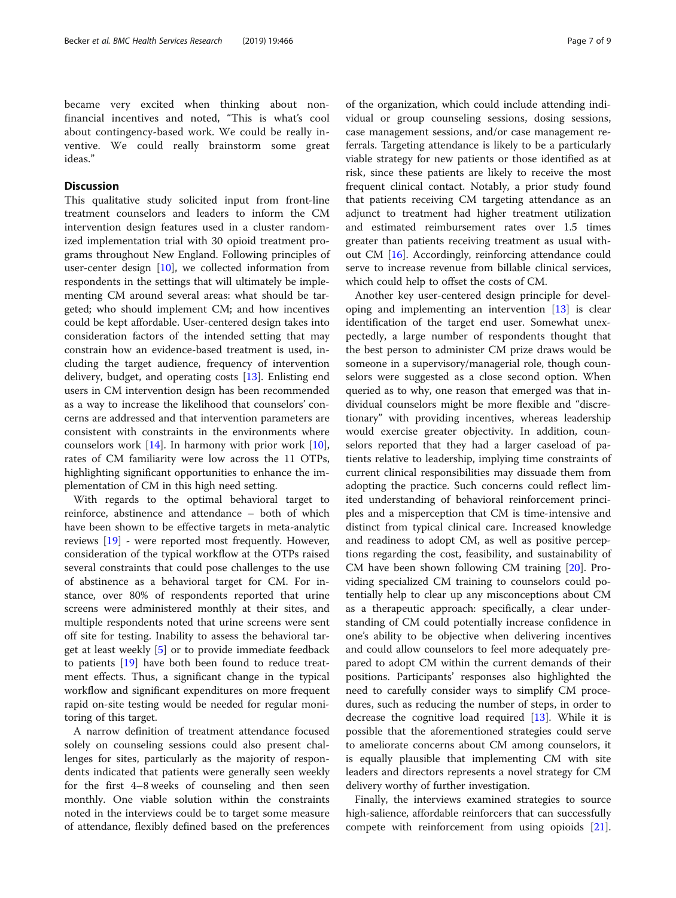became very excited when thinking about non-financial incentives and noted, "This is what's cool about contingency-based work. We could be really inventive. We could really brainstorm some great ideas."

## Discussion

This qualitative study solicited input from front-line treatment counselors and leaders to inform the CM intervention design features used in a cluster randomized implementation trial with 30 opioid treatment programs throughout New England. Following principles of user-center design [10], we collected information from respondents in the settings that will ultimately be implementing CM around several areas: what should be targeted; who should implement CM; and how incentives could be kept affordable. User-centered design takes into consideration factors of the intended setting that may constrain how an evidence-based treatment is used, including the target audience, frequency of intervention delivery, budget, and operating costs [13]. Enlisting end users in CM intervention design has been recommended as a way to increase the likelihood that counselors' concerns are addressed and that intervention parameters are consistent with constraints in the environments where counselors work [14]. In harmony with prior work [10], rates of CM familiarity were low across the 11 OTPs, highlighting significant opportunities to enhance the implementation of CM in this high need setting.

With regards to the optimal behavioral target to reinforce, abstinence and attendance – both of which have been shown to be effective targets in meta-analytic reviews [19] - were reported most frequently. However, consideration of the typical workflow at the OTPs raised several constraints that could pose challenges to the use of abstinence as a behavioral target for CM. For instance, over 80% of respondents reported that urine screens were administered monthly at their sites, and multiple respondents noted that urine screens were sent off site for testing. Inability to assess the behavioral target at least weekly [5] or to provide immediate feedback to patients [19] have both been found to reduce treatment effects. Thus, a significant change in the typical workflow and significant expenditures on more frequent rapid on-site testing would be needed for regular monitoring of this target.

A narrow definition of treatment attendance focused solely on counseling sessions could also present challenges for sites, particularly as the majority of respondents indicated that patients were generally seen weekly for the first 4–8 weeks of counseling and then seen monthly. One viable solution within the constraints noted in the interviews could be to target some measure of attendance, flexibly defined based on the preferences of the organization, which could include attending individual or group counseling sessions, dosing sessions, case management sessions, and/or case management referrals. Targeting attendance is likely to be a particularly viable strategy for new patients or those identified as at risk, since these patients are likely to receive the most frequent clinical contact. Notably, a prior study found that patients receiving CM targeting attendance as an adjunct to treatment had higher treatment utilization and estimated reimbursement rates over 1.5 times greater than patients receiving treatment as usual without CM [16]. Accordingly, reinforcing attendance could serve to increase revenue from billable clinical services, which could help to offset the costs of CM.

Another key user-centered design principle for developing and implementing an intervention [13] is clear identification of the target end user. Somewhat unexpectedly, a large number of respondents thought that the best person to administer CM prize draws would be someone in a supervisory/managerial role, though counselors were suggested as a close second option. When queried as to why, one reason that emerged was that individual counselors might be more flexible and "discretionary" with providing incentives, whereas leadership would exercise greater objectivity. In addition, counselors reported that they had a larger caseload of patients relative to leadership, implying time constraints of current clinical responsibilities may dissuade them from adopting the practice. Such concerns could reflect limited understanding of behavioral reinforcement principles and a misperception that CM is time-intensive and distinct from typical clinical care. Increased knowledge and readiness to adopt CM, as well as positive perceptions regarding the cost, feasibility, and sustainability of CM have been shown following CM training [20]. Providing specialized CM training to counselors could potentially help to clear up any misconceptions about CM as a therapeutic approach: specifically, a clear understanding of CM could potentially increase confidence in one's ability to be objective when delivering incentives and could allow counselors to feel more adequately prepared to adopt CM within the current demands of their positions. Participants' responses also highlighted the need to carefully consider ways to simplify CM procedures, such as reducing the number of steps, in order to decrease the cognitive load required [13]. While it is possible that the aforementioned strategies could serve to ameliorate concerns about CM among counselors, it is equally plausible that implementing CM with site leaders and directors represents a novel strategy for CM delivery worthy of further investigation.

Finally, the interviews examined strategies to source high-salience, affordable reinforcers that can successfully compete with reinforcement from using opioids [21].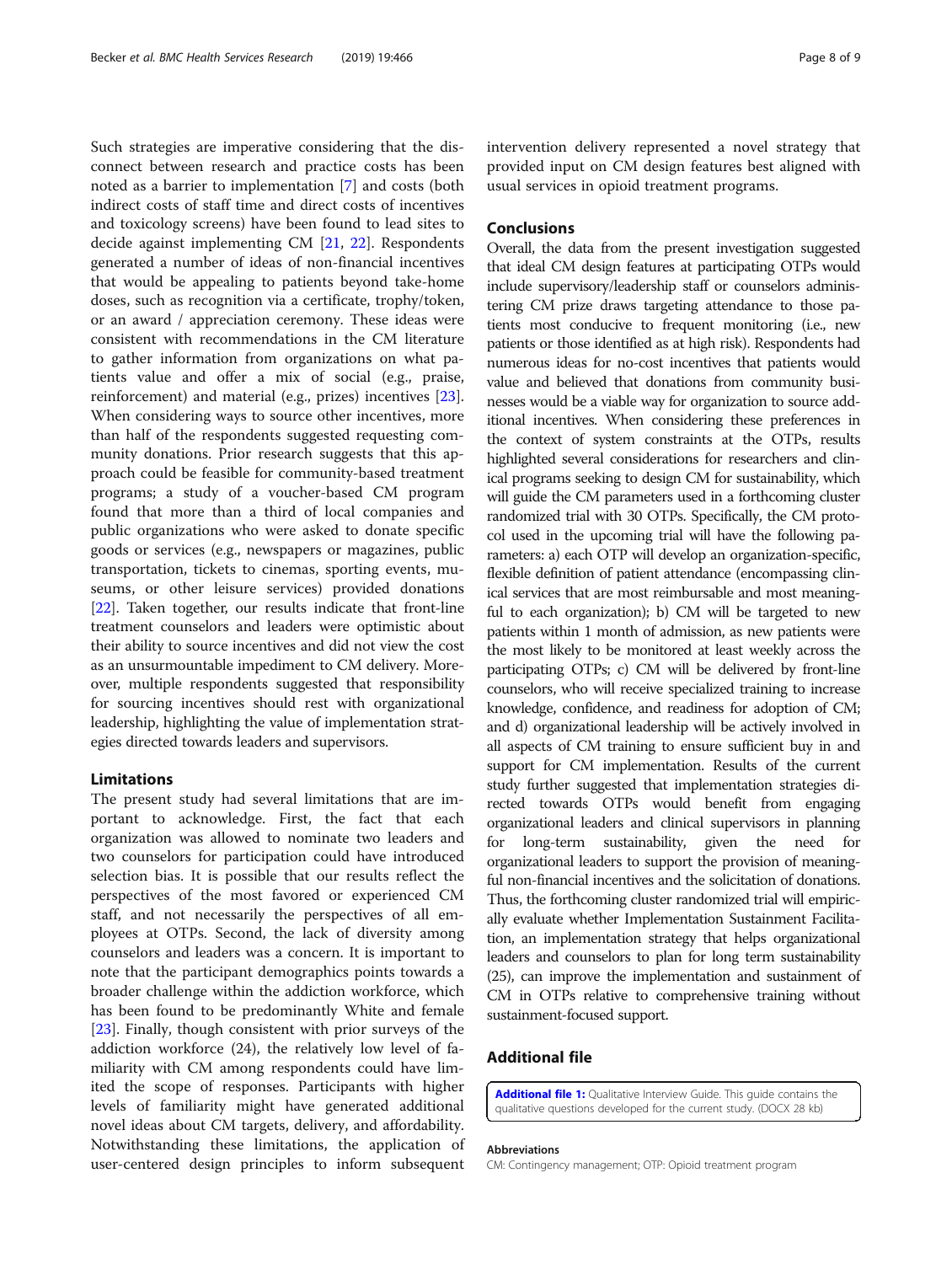Such strategies are imperative considering that the disconnect between research and practice costs has been noted as a barrier to implementation [7] and costs (both indirect costs of staff time and direct costs of incentives and toxicology screens) have been found to lead sites to decide against implementing CM [21, 22]. Respondents generated a number of ideas of non-financial incentives that would be appealing to patients beyond take-home doses, such as recognition via a certificate, trophy/token, or an award / appreciation ceremony. These ideas were consistent with recommendations in the CM literature to gather information from organizations on what patients value and offer a mix of social (e.g., praise, reinforcement) and material (e.g., prizes) incentives [23]. When considering ways to source other incentives, more than half of the respondents suggested requesting community donations. Prior research suggests that this approach could be feasible for community-based treatment programs; a study of a voucher-based CM program found that more than a third of local companies and public organizations who were asked to donate specific goods or services (e.g., newspapers or magazines, public transportation, tickets to cinemas, sporting events, museums, or other leisure services) provided donations [22]. Taken together, our results indicate that front-line treatment counselors and leaders were optimistic about their ability to source incentives and did not view the cost as an unsurmountable impediment to CM delivery. Moreover, multiple respondents suggested that responsibility for sourcing incentives should rest with organizational leadership, highlighting the value of implementation strategies directed towards leaders and supervisors.

## Limitations

The present study had several limitations that are important to acknowledge. First, the fact that each organization was allowed to nominate two leaders and two counselors for participation could have introduced selection bias. It is possible that our results reflect the perspectives of the most favored or experienced CM staff, and not necessarily the perspectives of all employees at OTPs. Second, the lack of diversity among counselors and leaders was a concern. It is important to note that the participant demographics points towards a broader challenge within the addiction workforce, which has been found to be predominantly White and female [23]. Finally, though consistent with prior surveys of the addiction workforce (24), the relatively low level of familiarity with CM among respondents could have limited the scope of responses. Participants with higher levels of familiarity might have generated additional novel ideas about CM targets, delivery, and affordability. Notwithstanding these limitations, the application of user-centered design principles to inform subsequent intervention delivery represented a novel strategy that provided input on CM design features best aligned with usual services in opioid treatment programs.

## Conclusions

Overall, the data from the present investigation suggested that ideal CM design features at participating OTPs would include supervisory/leadership staff or counselors administering CM prize draws targeting attendance to those patients most conducive to frequent monitoring (i.e., new patients or those identified as at high risk). Respondents had numerous ideas for no-cost incentives that patients would value and believed that donations from community businesses would be a viable way for organization to source additional incentives. When considering these preferences in the context of system constraints at the OTPs, results highlighted several considerations for researchers and clinical programs seeking to design CM for sustainability, which will guide the CM parameters used in a forthcoming cluster randomized trial with 30 OTPs. Specifically, the CM protocol used in the upcoming trial will have the following parameters: a) each OTP will develop an organization-specific, flexible definition of patient attendance (encompassing clinical services that are most reimbursable and most meaningful to each organization); b) CM will be targeted to new patients within 1 month of admission, as new patients were the most likely to be monitored at least weekly across the participating OTPs; c) CM will be delivered by front-line counselors, who will receive specialized training to increase knowledge, confidence, and readiness for adoption of CM; and d) organizational leadership will be actively involved in all aspects of CM training to ensure sufficient buy in and support for CM implementation. Results of the current study further suggested that implementation strategies directed towards OTPs would benefit from engaging organizational leaders and clinical supervisors in planning for long-term sustainability, given the need for organizational leaders to support the provision of meaningful non-financial incentives and the solicitation of donations. Thus, the forthcoming cluster randomized trial will empirically evaluate whether Implementation Sustainment Facilitation, an implementation strategy that helps organizational leaders and counselors to plan for long term sustainability (25), can improve the implementation and sustainment of CM in OTPs relative to comprehensive training without sustainment-focused support.

## Additional file

**Additional file 1:** Qualitative Interview Guide. This guide contains the qualitative questions developed for the current study. (DOCX 28 kb)

### Abbreviations

CM: Contingency management; OTP: Opioid treatment program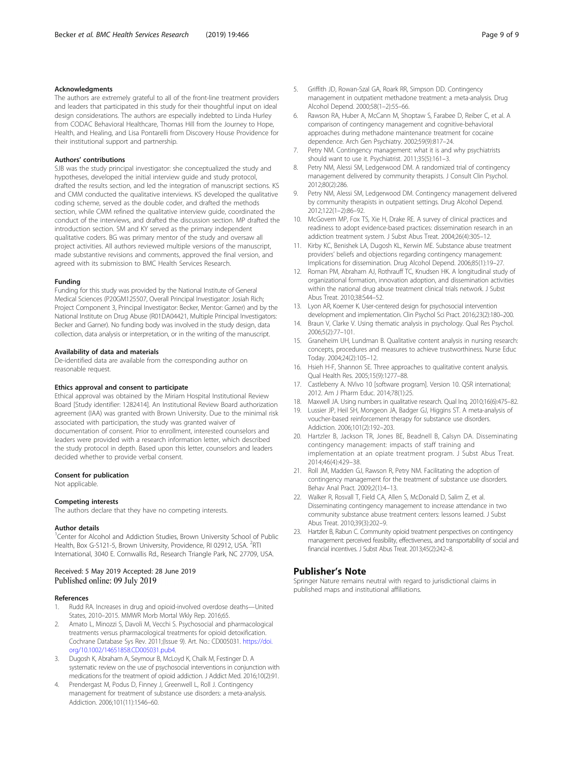#### Acknowledgments

The authors are extremely grateful to all of the front-line treatment providers and leaders that participated in this study for their thoughtful input on ideal design considerations. The authors are especially indebted to Linda Hurley from CODAC Behavioral Healthcare, Thomas Hill from the Journey to Hope, Health, and Healing, and Lisa Pontarelli from Discovery House Providence for their institutional support and partnership.

#### Authors' contributions

SJB was the study principal investigator: she conceptualized the study and hypotheses, developed the initial interview guide and study protocol, drafted the results section, and led the integration of manuscript sections. KS and CMM conducted the qualitative interviews. KS developed the qualitative coding scheme, served as the double coder, and drafted the methods section, while CMM refined the qualitative interview guide, coordinated the conduct of the interviews, and drafted the discussion section. MP drafted the introduction section. SM and KY served as the primary independent qualitative coders. BG was primary mentor of the study and oversaw all project activities. All authors reviewed multiple versions of the manuscript, made substantive revisions and comments, approved the final version, and agreed with its submission to BMC Health Services Research.

#### Funding

Funding for this study was provided by the National Institute of General Medical Sciences (P20GM125507, Overall Principal Investigator: Josiah Rich; Project Component 3, Principal Investigator: Becker, Mentor: Garner) and by the National Institute on Drug Abuse (R01DA04421, Multiple Principal Investigators: Becker and Garner). No funding body was involved in the study design, data collection, data analysis or interpretation, or in the writing of the manuscript.

#### Availability of data and materials

De-identified data are available from the corresponding author on reasonable request.

#### Ethics approval and consent to participate

Ethical approval was obtained by the Miriam Hospital Institutional Review Board [Study identifier: 1282414]. An Institutional Review Board authorization agreement (IAA) was granted with Brown University. Due to the minimal risk associated with participation, the study was granted waiver of documentation of consent. Prior to enrollment, interested counselors and leaders were provided with a research information letter, which described the study protocol in depth. Based upon this letter, counselors and leaders decided whether to provide verbal consent.

#### Consent for publication

Not applicable.

#### Competing interests

The authors declare that they have no competing interests.

#### Author details

[1]Center for Alcohol and Addiction Studies, Brown University School of Public Health, Box G-S121-5, Brown University, Providence, RI 02912, USA. [2]RTI International, 3040 E. Cornwallis Rd., Research Triangle Park, NC 27709, USA.

Received: 5 May 2019 Accepted: 28 June 2019
Published online: 09 July 2019

#### References

1. Rudd RA. Increases in drug and opioid-involved overdose deaths—United States, 2010–2015. MMWR Morb Mortal Wkly Rep. 2016;65.
2. Amato L, Minozzi S, Davoli M, Vecchi S. Psychosocial and pharmacological treatments versus pharmacological treatments for opioid detoxification. Cochrane Database Sys Rev. 2011;(Issue 9). Art. No.: CD005031. https://doi.org/10.1002/14651858.CD005031.pub4.
3. Dugosh K, Abraham A, Seymour B, McLoyd K, Chalk M, Festinger D. A systematic review on the use of psychosocial interventions in conjunction with medications for the treatment of opioid addiction. J Addict Med. 2016;10(2):91.
4. Prendergast M, Podus D, Finney J, Greenwell L, Roll J. Contingency management for treatment of substance use disorders: a meta-analysis. Addiction. 2006;101(11):1546–60.
5. Griffith JD, Rowan-Szal GA, Roark RR, Simpson DD. Contingency management in outpatient methadone treatment: a meta-analysis. Drug Alcohol Depend. 2000;58(1–2):55–66.
6. Rawson RA, Huber A, McCann M, Shoptaw S, Farabee D, Reiber C, et al. A comparison of contingency management and cognitive-behavioral approaches during methadone maintenance treatment for cocaine dependence. Arch Gen Psychiatry. 2002;59(9):817–24.
7. Petry NM. Contingency management: what it is and why psychiatrists should want to use it. Psychiatrist. 2011;35(5):161–3.
8. Petry NM, Alessi SM, Ledgerwood DM. A randomized trial of contingency management delivered by community therapists. J Consult Clin Psychol. 2012;80(2):286.
9. Petry NM, Alessi SM, Ledgerwood DM. Contingency management delivered by community therapists in outpatient settings. Drug Alcohol Depend. 2012;122(1–2):86–92.
10. McGovern MP, Fox TS, Xie H, Drake RE. A survey of clinical practices and readiness to adopt evidence-based practices: dissemination research in an addiction treatment system. J Subst Abus Treat. 2004;26(4):305–12.
11. Kirby KC, Benishek LA, Dugosh KL, Kerwin ME. Substance abuse treatment providers' beliefs and objections regarding contingency management: Implications for dissemination. Drug Alcohol Depend. 2006;85(1):19–27.
12. Roman PM, Abraham AJ, Rothrauff TC, Knudsen HK. A longitudinal study of organizational formation, innovation adoption, and dissemination activities within the national drug abuse treatment clinical trials network. J Subst Abus Treat. 2010;38:S44–52.
13. Lyon AR, Koerner K. User-centered design for psychosocial intervention development and implementation. Clin Psychol Sci Pract. 2016;23(2):180–200.
14. Braun V, Clarke V. Using thematic analysis in psychology. Qual Res Psychol. 2006;5(2):77–101.
15. Graneheim UH, Lundman B. Qualitative content analysis in nursing research: concepts, procedures and measures to achieve trustworthiness. Nurse Educ Today. 2004;24(2):105–12.
16. Hsieh H-F, Shannon SE. Three approaches to qualitative content analysis. Qual Health Res. 2005;15(9):1277–88.
17. Castleberry A. NVivo 10 [software program]. Version 10. QSR international; 2012. Am J Pharm Educ. 2014;78(1):25.
18. Maxwell JA. Using numbers in qualitative research. Qual Inq. 2010;16(6):475–82.
19. Lussier JP, Heil SH, Mongeon JA, Badger GJ, Higgins ST. A meta-analysis of voucher-based reinforcement therapy for substance use disorders. Addiction. 2006;101(2):192–203.
20. Hartzler B, Jackson TR, Jones BE, Beadnell B, Calsyn DA. Disseminating contingency management: impacts of staff training and implementation at an opiate treatment program. J Subst Abus Treat. 2014;46(4):429–38.
21. Roll JM, Madden GJ, Rawson R, Petry NM. Facilitating the adoption of contingency management for the treatment of substance use disorders. Behav Anal Pract. 2009;2(1):4–13.
22. Walker R, Rosvall T, Field CA, Allen S, McDonald D, Salim Z, et al. Disseminating contingency management to increase attendance in two community substance abuse treatment centers: lessons learned. J Subst Abus Treat. 2010;39(3):202–9.
23. Hartzler B, Rabun C. Community opioid treatment perspectives on contingency management: perceived feasibility, effectiveness, and transportability of social and financial incentives. J Subst Abus Treat. 2013;45(2):242–8.

## Publisher's Note

Springer Nature remains neutral with regard to jurisdictional claims in published maps and institutional affiliations.